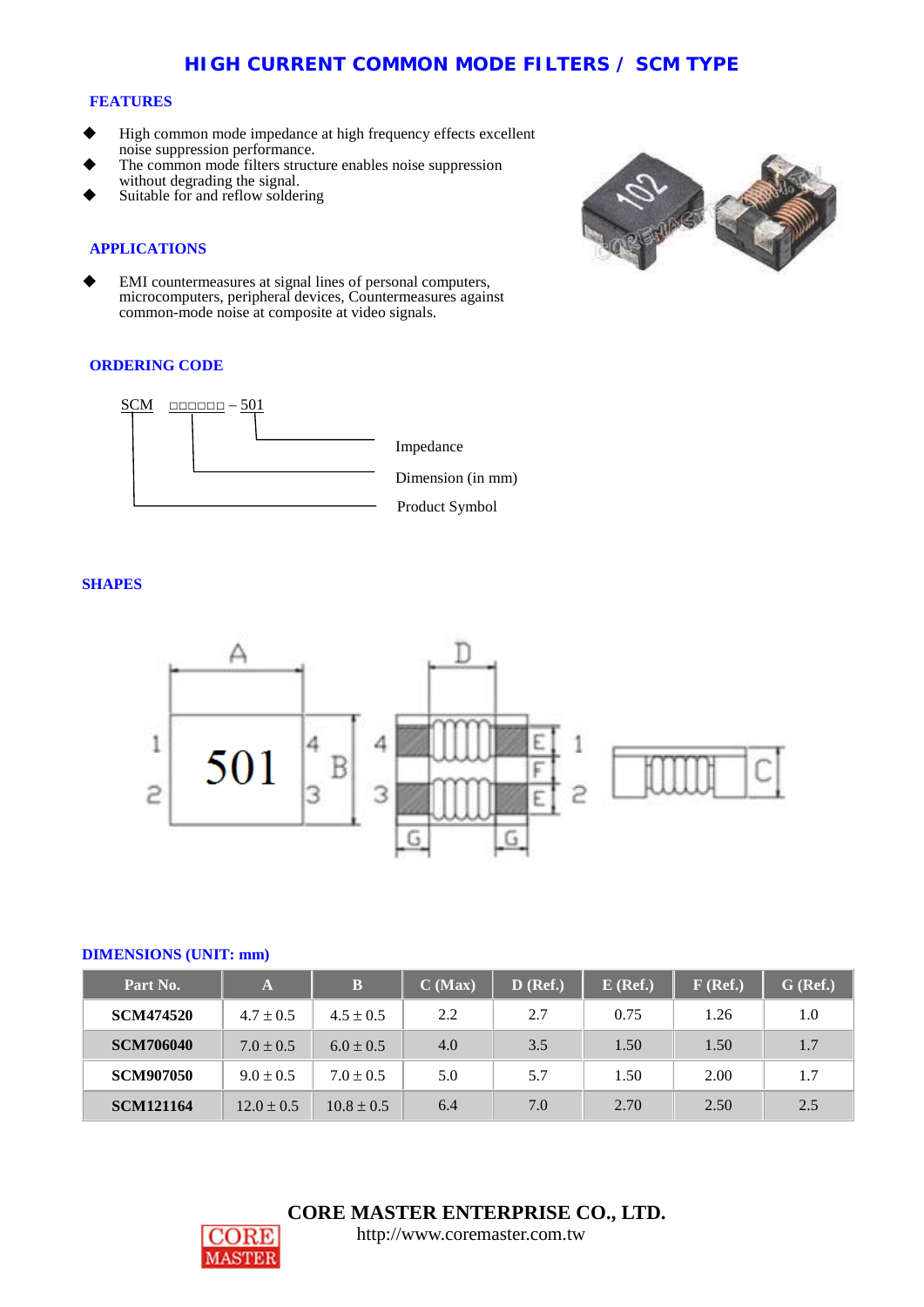# HIGH CURRENT COMMON MODE FILTERS / SCM TYPE

## FEATURES

- High common mode impedance at high frequency effects excellent noise suppression performance.
- The common mode filters structure enables noise suppression without degrading the signal.
- Suitable for and reflow soldering

## APPLICATIONS

- EMI countermeasures at signal lines of personal computers, microcomputers, peripheral devices, Countermeasures against common-mode noise at composite at video signals.

## ORDERING CODE

SCM □□□□□□ – 501

- 501: Impedance
- □□□□□□: Dimension (in mm)
- SCM: Product Symbol

## SHAPES

## DIMENSIONS (UNIT: mm)

| Part No. | A | B | C (Max) | D (Ref.) | E (Ref.) | F (Ref.) | G (Ref.) |
|---|---|---|---|---|---|---|---|
| SCM474520 | 4.7 ± 0.5 | 4.5 ± 0.5 | 2.2 | 2.7 | 0.75 | 1.26 | 1.0 |
| SCM706040 | 7.0 ± 0.5 | 6.0 ± 0.5 | 4.0 | 3.5 | 1.50 | 1.50 | 1.7 |
| SCM907050 | 9.0 ± 0.5 | 7.0 ± 0.5 | 5.0 | 5.7 | 1.50 | 2.00 | 1.7 |
| SCM121164 | 12.0 ± 0.5 | 10.8 ± 0.5 | 6.4 | 7.0 | 2.70 | 2.50 | 2.5 |

**CORE MASTER ENTERPRISE CO., LTD.**
http://www.coremaster.com.tw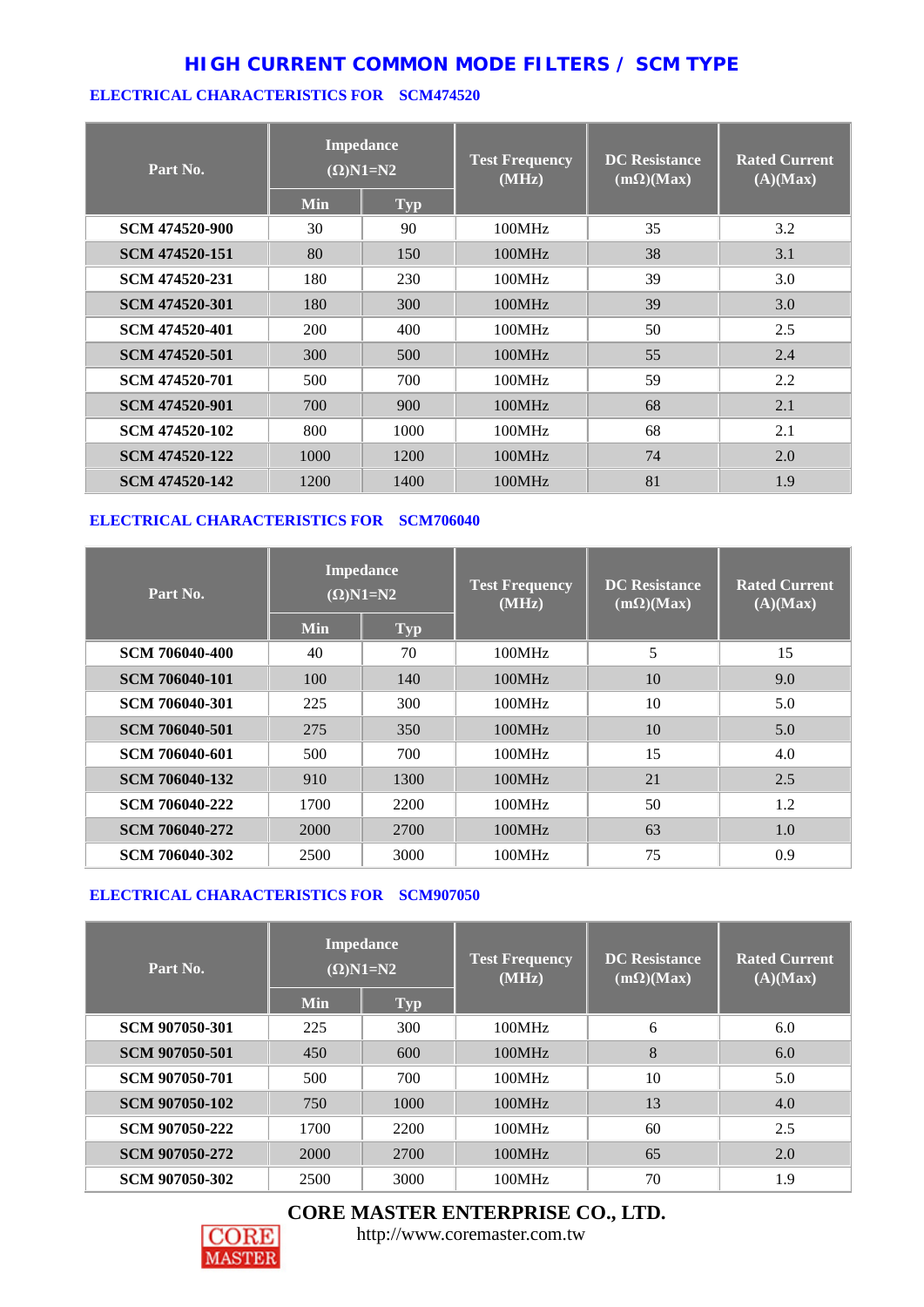# HIGH CURRENT COMMON MODE FILTERS / SCM TYPE

## ELECTRICAL CHARACTERISTICS FOR SCM474520

| Part No. | Impedance (Ω)N1=N2 | | Test Frequency (MHz) | DC Resistance (mΩ)(Max) | Rated Current (A)(Max) |
|---|---|---|---|---|---|
| | Min | Typ | | | |
| SCM 474520-900 | 30 | 90 | 100MHz | 35 | 3.2 |
| SCM 474520-151 | 80 | 150 | 100MHz | 38 | 3.1 |
| SCM 474520-231 | 180 | 230 | 100MHz | 39 | 3.0 |
| SCM 474520-301 | 180 | 300 | 100MHz | 39 | 3.0 |
| SCM 474520-401 | 200 | 400 | 100MHz | 50 | 2.5 |
| SCM 474520-501 | 300 | 500 | 100MHz | 55 | 2.4 |
| SCM 474520-701 | 500 | 700 | 100MHz | 59 | 2.2 |
| SCM 474520-901 | 700 | 900 | 100MHz | 68 | 2.1 |
| SCM 474520-102 | 800 | 1000 | 100MHz | 68 | 2.1 |
| SCM 474520-122 | 1000 | 1200 | 100MHz | 74 | 2.0 |
| SCM 474520-142 | 1200 | 1400 | 100MHz | 81 | 1.9 |

## ELECTRICAL CHARACTERISTICS FOR SCM706040

| Part No. | Impedance (Ω)N1=N2 | | Test Frequency (MHz) | DC Resistance (mΩ)(Max) | Rated Current (A)(Max) |
|---|---|---|---|---|---|
| | Min | Typ | | | |
| SCM 706040-400 | 40 | 70 | 100MHz | 5 | 15 |
| SCM 706040-101 | 100 | 140 | 100MHz | 10 | 9.0 |
| SCM 706040-301 | 225 | 300 | 100MHz | 10 | 5.0 |
| SCM 706040-501 | 275 | 350 | 100MHz | 10 | 5.0 |
| SCM 706040-601 | 500 | 700 | 100MHz | 15 | 4.0 |
| SCM 706040-132 | 910 | 1300 | 100MHz | 21 | 2.5 |
| SCM 706040-222 | 1700 | 2200 | 100MHz | 50 | 1.2 |
| SCM 706040-272 | 2000 | 2700 | 100MHz | 63 | 1.0 |
| SCM 706040-302 | 2500 | 3000 | 100MHz | 75 | 0.9 |

## ELECTRICAL CHARACTERISTICS FOR SCM907050

| Part No. | Impedance (Ω)N1=N2 | | Test Frequency (MHz) | DC Resistance (mΩ)(Max) | Rated Current (A)(Max) |
|---|---|---|---|---|---|
| | Min | Typ | | | |
| SCM 907050-301 | 225 | 300 | 100MHz | 6 | 6.0 |
| SCM 907050-501 | 450 | 600 | 100MHz | 8 | 6.0 |
| SCM 907050-701 | 500 | 700 | 100MHz | 10 | 5.0 |
| SCM 907050-102 | 750 | 1000 | 100MHz | 13 | 4.0 |
| SCM 907050-222 | 1700 | 2200 | 100MHz | 60 | 2.5 |
| SCM 907050-272 | 2000 | 2700 | 100MHz | 65 | 2.0 |
| SCM 907050-302 | 2500 | 3000 | 100MHz | 70 | 1.9 |

**CORE MASTER ENTERPRISE CO., LTD.**
http://www.coremaster.com.tw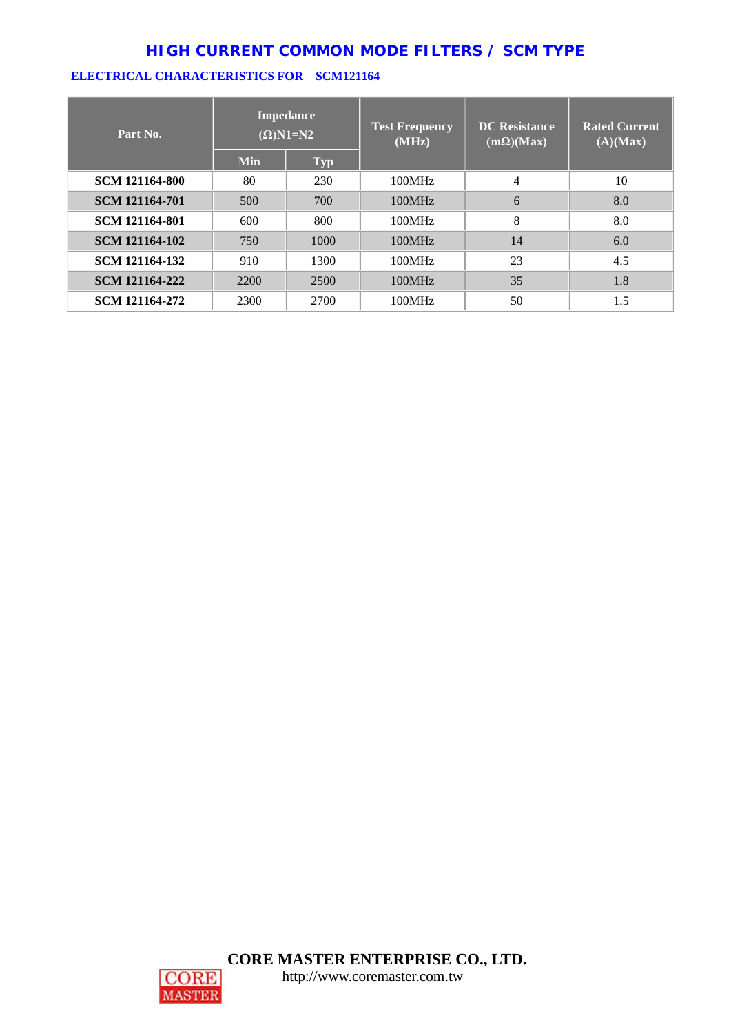## HIGH CURRENT COMMON MODE FILTERS / SCM TYPE

### ELECTRICAL CHARACTERISTICS FOR SCM121164

| Part No. | Impedance (Ω)N1=N2 | | Test Frequency (MHz) | DC Resistance (mΩ)(Max) | Rated Current (A)(Max) |
|---|---|---|---|---|---|
| | Min | Typ | | | |
| **SCM 121164-800** | 80 | 230 | 100MHz | 4 | 10 |
| **SCM 121164-701** | 500 | 700 | 100MHz | 6 | 8.0 |
| **SCM 121164-801** | 600 | 800 | 100MHz | 8 | 8.0 |
| **SCM 121164-102** | 750 | 1000 | 100MHz | 14 | 6.0 |
| **SCM 121164-132** | 910 | 1300 | 100MHz | 23 | 4.5 |
| **SCM 121164-222** | 2200 | 2500 | 100MHz | 35 | 1.8 |
| **SCM 121164-272** | 2300 | 2700 | 100MHz | 50 | 1.5 |

**CORE MASTER ENTERPRISE CO., LTD.**
http://www.coremaster.com.tw